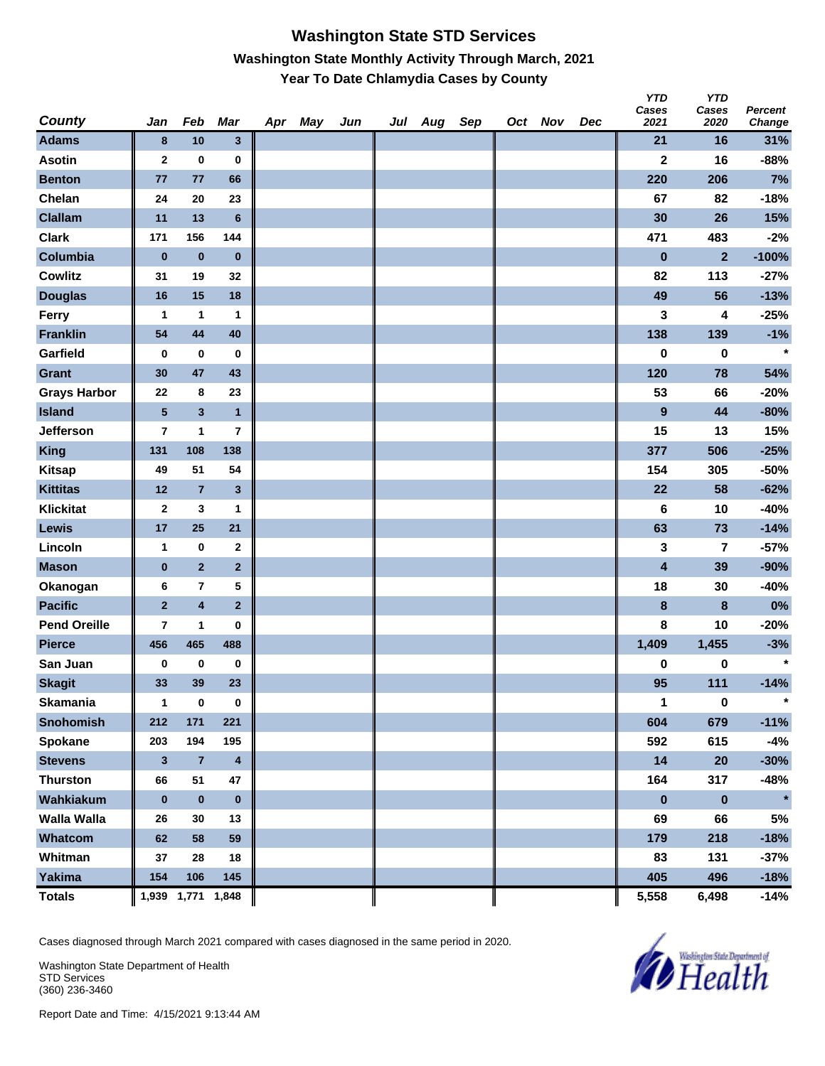# Washington State STD Services

## Washington State Monthly Activity Through March, 2021

### Year To Date Chlamydia Cases by County

| County | Jan | Feb | Mar | Apr | May | Jun | Jul | Aug | Sep | Oct | Nov | Dec | YTD Cases 2021 | YTD Cases 2020 | Percent Change |
|---|---|---|---|---|---|---|---|---|---|---|---|---|---|---|---|
| Adams | 8 | 10 | 3 | | | | | | | | | | 21 | 16 | 31% |
| Asotin | 2 | 0 | 0 | | | | | | | | | | 2 | 16 | -88% |
| Benton | 77 | 77 | 66 | | | | | | | | | | 220 | 206 | 7% |
| Chelan | 24 | 20 | 23 | | | | | | | | | | 67 | 82 | -18% |
| Clallam | 11 | 13 | 6 | | | | | | | | | | 30 | 26 | 15% |
| Clark | 171 | 156 | 144 | | | | | | | | | | 471 | 483 | -2% |
| Columbia | 0 | 0 | 0 | | | | | | | | | | 0 | 2 | -100% |
| Cowlitz | 31 | 19 | 32 | | | | | | | | | | 82 | 113 | -27% |
| Douglas | 16 | 15 | 18 | | | | | | | | | | 49 | 56 | -13% |
| Ferry | 1 | 1 | 1 | | | | | | | | | | 3 | 4 | -25% |
| Franklin | 54 | 44 | 40 | | | | | | | | | | 138 | 139 | -1% |
| Garfield | 0 | 0 | 0 | | | | | | | | | | 0 | 0 | * |
| Grant | 30 | 47 | 43 | | | | | | | | | | 120 | 78 | 54% |
| Grays Harbor | 22 | 8 | 23 | | | | | | | | | | 53 | 66 | -20% |
| Island | 5 | 3 | 1 | | | | | | | | | | 9 | 44 | -80% |
| Jefferson | 7 | 1 | 7 | | | | | | | | | | 15 | 13 | 15% |
| King | 131 | 108 | 138 | | | | | | | | | | 377 | 506 | -25% |
| Kitsap | 49 | 51 | 54 | | | | | | | | | | 154 | 305 | -50% |
| Kittitas | 12 | 7 | 3 | | | | | | | | | | 22 | 58 | -62% |
| Klickitat | 2 | 3 | 1 | | | | | | | | | | 6 | 10 | -40% |
| Lewis | 17 | 25 | 21 | | | | | | | | | | 63 | 73 | -14% |
| Lincoln | 1 | 0 | 2 | | | | | | | | | | 3 | 7 | -57% |
| Mason | 0 | 2 | 2 | | | | | | | | | | 4 | 39 | -90% |
| Okanogan | 6 | 7 | 5 | | | | | | | | | | 18 | 30 | -40% |
| Pacific | 2 | 4 | 2 | | | | | | | | | | 8 | 8 | 0% |
| Pend Oreille | 7 | 1 | 0 | | | | | | | | | | 8 | 10 | -20% |
| Pierce | 456 | 465 | 488 | | | | | | | | | | 1,409 | 1,455 | -3% |
| San Juan | 0 | 0 | 0 | | | | | | | | | | 0 | 0 | * |
| Skagit | 33 | 39 | 23 | | | | | | | | | | 95 | 111 | -14% |
| Skamania | 1 | 0 | 0 | | | | | | | | | | 1 | 0 | * |
| Snohomish | 212 | 171 | 221 | | | | | | | | | | 604 | 679 | -11% |
| Spokane | 203 | 194 | 195 | | | | | | | | | | 592 | 615 | -4% |
| Stevens | 3 | 7 | 4 | | | | | | | | | | 14 | 20 | -30% |
| Thurston | 66 | 51 | 47 | | | | | | | | | | 164 | 317 | -48% |
| Wahkiakum | 0 | 0 | 0 | | | | | | | | | | 0 | 0 | * |
| Walla Walla | 26 | 30 | 13 | | | | | | | | | | 69 | 66 | 5% |
| Whatcom | 62 | 58 | 59 | | | | | | | | | | 179 | 218 | -18% |
| Whitman | 37 | 28 | 18 | | | | | | | | | | 83 | 131 | -37% |
| Yakima | 154 | 106 | 145 | | | | | | | | | | 405 | 496 | -18% |
| Totals | 1,939 | 1,771 | 1,848 | | | | | | | | | | 5,558 | 6,498 | -14% |

Cases diagnosed through March 2021 compared with cases diagnosed in the same period in 2020.

Washington State Department of Health
STD Services
(360) 236-3460

Report Date and Time: 4/15/2021 9:13:44 AM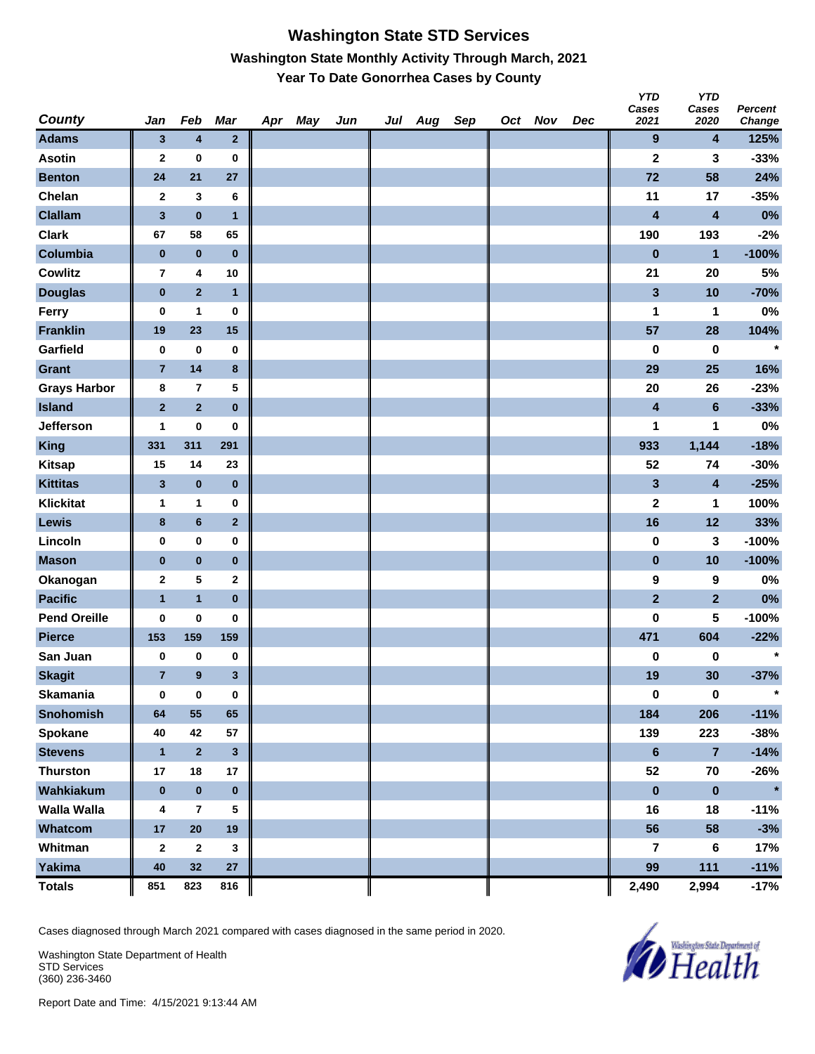# Washington State STD Services

## Washington State Monthly Activity Through March, 2021

### Year To Date Gonorrhea Cases by County

| County | Jan | Feb | Mar | Apr | May | Jun | Jul | Aug | Sep | Oct | Nov | Dec | YTD Cases 2021 | YTD Cases 2020 | Percent Change |
|---|---|---|---|---|---|---|---|---|---|---|---|---|---|---|---|
| Adams | 3 | 4 | 2 | | | | | | | | | | 9 | 4 | 125% |
| Asotin | 2 | 0 | 0 | | | | | | | | | | 2 | 3 | -33% |
| Benton | 24 | 21 | 27 | | | | | | | | | | 72 | 58 | 24% |
| Chelan | 2 | 3 | 6 | | | | | | | | | | 11 | 17 | -35% |
| Clallam | 3 | 0 | 1 | | | | | | | | | | 4 | 4 | 0% |
| Clark | 67 | 58 | 65 | | | | | | | | | | 190 | 193 | -2% |
| Columbia | 0 | 0 | 0 | | | | | | | | | | 0 | 1 | -100% |
| Cowlitz | 7 | 4 | 10 | | | | | | | | | | 21 | 20 | 5% |
| Douglas | 0 | 2 | 1 | | | | | | | | | | 3 | 10 | -70% |
| Ferry | 0 | 1 | 0 | | | | | | | | | | 1 | 1 | 0% |
| Franklin | 19 | 23 | 15 | | | | | | | | | | 57 | 28 | 104% |
| Garfield | 0 | 0 | 0 | | | | | | | | | | 0 | 0 | * |
| Grant | 7 | 14 | 8 | | | | | | | | | | 29 | 25 | 16% |
| Grays Harbor | 8 | 7 | 5 | | | | | | | | | | 20 | 26 | -23% |
| Island | 2 | 2 | 0 | | | | | | | | | | 4 | 6 | -33% |
| Jefferson | 1 | 0 | 0 | | | | | | | | | | 1 | 1 | 0% |
| King | 331 | 311 | 291 | | | | | | | | | | 933 | 1,144 | -18% |
| Kitsap | 15 | 14 | 23 | | | | | | | | | | 52 | 74 | -30% |
| Kittitas | 3 | 0 | 0 | | | | | | | | | | 3 | 4 | -25% |
| Klickitat | 1 | 1 | 0 | | | | | | | | | | 2 | 1 | 100% |
| Lewis | 8 | 6 | 2 | | | | | | | | | | 16 | 12 | 33% |
| Lincoln | 0 | 0 | 0 | | | | | | | | | | 0 | 3 | -100% |
| Mason | 0 | 0 | 0 | | | | | | | | | | 0 | 10 | -100% |
| Okanogan | 2 | 5 | 2 | | | | | | | | | | 9 | 9 | 0% |
| Pacific | 1 | 1 | 0 | | | | | | | | | | 2 | 2 | 0% |
| Pend Oreille | 0 | 0 | 0 | | | | | | | | | | 0 | 5 | -100% |
| Pierce | 153 | 159 | 159 | | | | | | | | | | 471 | 604 | -22% |
| San Juan | 0 | 0 | 0 | | | | | | | | | | 0 | 0 | * |
| Skagit | 7 | 9 | 3 | | | | | | | | | | 19 | 30 | -37% |
| Skamania | 0 | 0 | 0 | | | | | | | | | | 0 | 0 | * |
| Snohomish | 64 | 55 | 65 | | | | | | | | | | 184 | 206 | -11% |
| Spokane | 40 | 42 | 57 | | | | | | | | | | 139 | 223 | -38% |
| Stevens | 1 | 2 | 3 | | | | | | | | | | 6 | 7 | -14% |
| Thurston | 17 | 18 | 17 | | | | | | | | | | 52 | 70 | -26% |
| Wahkiakum | 0 | 0 | 0 | | | | | | | | | | 0 | 0 | * |
| Walla Walla | 4 | 7 | 5 | | | | | | | | | | 16 | 18 | -11% |
| Whatcom | 17 | 20 | 19 | | | | | | | | | | 56 | 58 | -3% |
| Whitman | 2 | 2 | 3 | | | | | | | | | | 7 | 6 | 17% |
| Yakima | 40 | 32 | 27 | | | | | | | | | | 99 | 111 | -11% |
| Totals | 851 | 823 | 816 | | | | | | | | | | 2,490 | 2,994 | -17% |

Cases diagnosed through March 2021 compared with cases diagnosed in the same period in 2020.

Washington State Department of Health
STD Services
(360) 236-3460

Report Date and Time: 4/15/2021 9:13:44 AM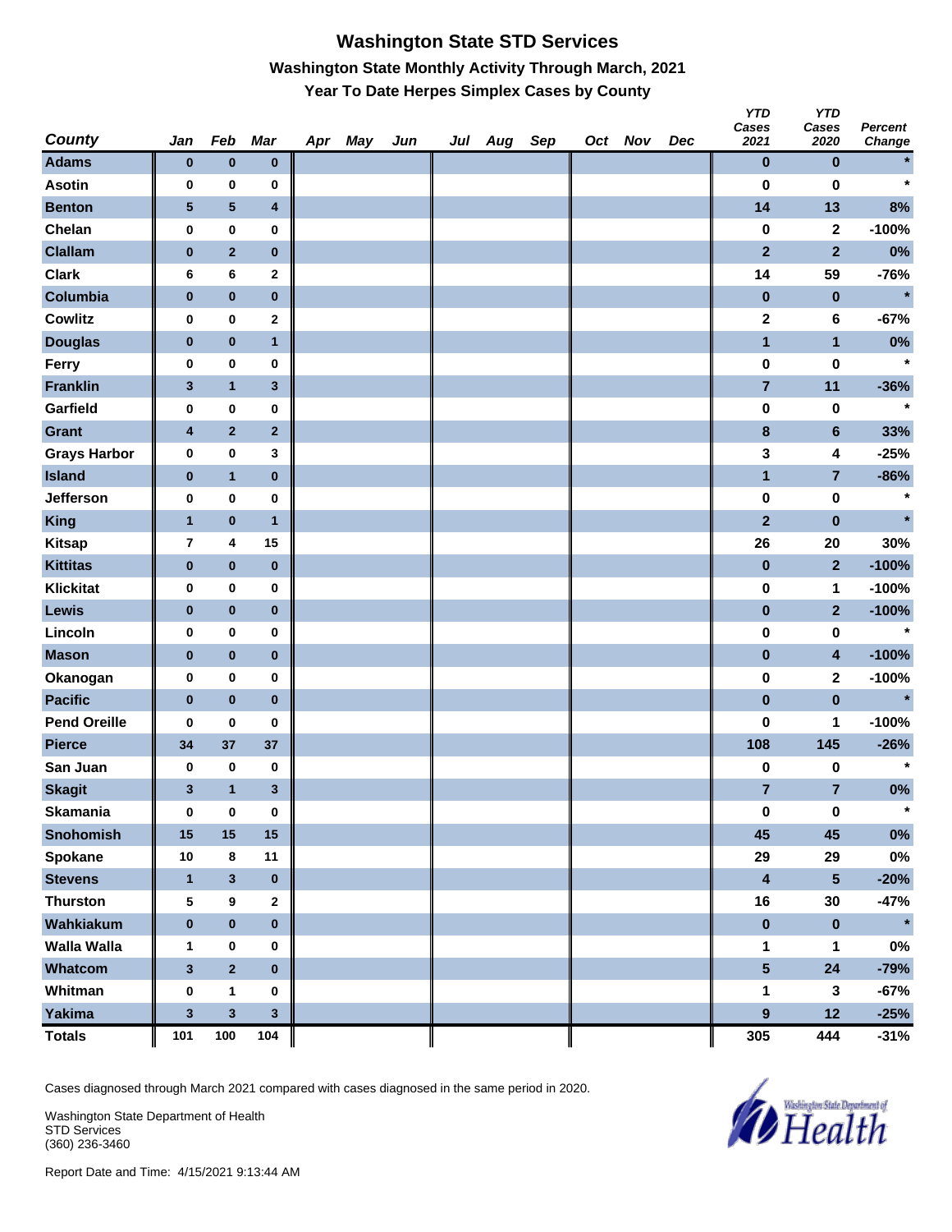# Washington State STD Services

## Washington State Monthly Activity Through March, 2021

### Year To Date Herpes Simplex Cases by County

| County | Jan | Feb | Mar | Apr | May | Jun | Jul | Aug | Sep | Oct | Nov | Dec | YTD Cases 2021 | YTD Cases 2020 | Percent Change |
|---|---|---|---|---|---|---|---|---|---|---|---|---|---|---|---|
| Adams | 0 | 0 | 0 | | | | | | | | | | 0 | 0 | * |
| Asotin | 0 | 0 | 0 | | | | | | | | | | 0 | 0 | * |
| Benton | 5 | 5 | 4 | | | | | | | | | | 14 | 13 | 8% |
| Chelan | 0 | 0 | 0 | | | | | | | | | | 0 | 2 | -100% |
| Clallam | 0 | 2 | 0 | | | | | | | | | | 2 | 2 | 0% |
| Clark | 6 | 6 | 2 | | | | | | | | | | 14 | 59 | -76% |
| Columbia | 0 | 0 | 0 | | | | | | | | | | 0 | 0 | * |
| Cowlitz | 0 | 0 | 2 | | | | | | | | | | 2 | 6 | -67% |
| Douglas | 0 | 0 | 1 | | | | | | | | | | 1 | 1 | 0% |
| Ferry | 0 | 0 | 0 | | | | | | | | | | 0 | 0 | * |
| Franklin | 3 | 1 | 3 | | | | | | | | | | 7 | 11 | -36% |
| Garfield | 0 | 0 | 0 | | | | | | | | | | 0 | 0 | * |
| Grant | 4 | 2 | 2 | | | | | | | | | | 8 | 6 | 33% |
| Grays Harbor | 0 | 0 | 3 | | | | | | | | | | 3 | 4 | -25% |
| Island | 0 | 1 | 0 | | | | | | | | | | 1 | 7 | -86% |
| Jefferson | 0 | 0 | 0 | | | | | | | | | | 0 | 0 | * |
| King | 1 | 0 | 1 | | | | | | | | | | 2 | 0 | * |
| Kitsap | 7 | 4 | 15 | | | | | | | | | | 26 | 20 | 30% |
| Kittitas | 0 | 0 | 0 | | | | | | | | | | 0 | 2 | -100% |
| Klickitat | 0 | 0 | 0 | | | | | | | | | | 0 | 1 | -100% |
| Lewis | 0 | 0 | 0 | | | | | | | | | | 0 | 2 | -100% |
| Lincoln | 0 | 0 | 0 | | | | | | | | | | 0 | 0 | * |
| Mason | 0 | 0 | 0 | | | | | | | | | | 0 | 4 | -100% |
| Okanogan | 0 | 0 | 0 | | | | | | | | | | 0 | 2 | -100% |
| Pacific | 0 | 0 | 0 | | | | | | | | | | 0 | 0 | * |
| Pend Oreille | 0 | 0 | 0 | | | | | | | | | | 0 | 1 | -100% |
| Pierce | 34 | 37 | 37 | | | | | | | | | | 108 | 145 | -26% |
| San Juan | 0 | 0 | 0 | | | | | | | | | | 0 | 0 | * |
| Skagit | 3 | 1 | 3 | | | | | | | | | | 7 | 7 | 0% |
| Skamania | 0 | 0 | 0 | | | | | | | | | | 0 | 0 | * |
| Snohomish | 15 | 15 | 15 | | | | | | | | | | 45 | 45 | 0% |
| Spokane | 10 | 8 | 11 | | | | | | | | | | 29 | 29 | 0% |
| Stevens | 1 | 3 | 0 | | | | | | | | | | 4 | 5 | -20% |
| Thurston | 5 | 9 | 2 | | | | | | | | | | 16 | 30 | -47% |
| Wahkiakum | 0 | 0 | 0 | | | | | | | | | | 0 | 0 | * |
| Walla Walla | 1 | 0 | 0 | | | | | | | | | | 1 | 1 | 0% |
| Whatcom | 3 | 2 | 0 | | | | | | | | | | 5 | 24 | -79% |
| Whitman | 0 | 1 | 0 | | | | | | | | | | 1 | 3 | -67% |
| Yakima | 3 | 3 | 3 | | | | | | | | | | 9 | 12 | -25% |
| Totals | 101 | 100 | 104 | | | | | | | | | | 305 | 444 | -31% |

Cases diagnosed through March 2021 compared with cases diagnosed in the same period in 2020.

Washington State Department of Health
STD Services
(360) 236-3460

Report Date and Time: 4/15/2021 9:13:44 AM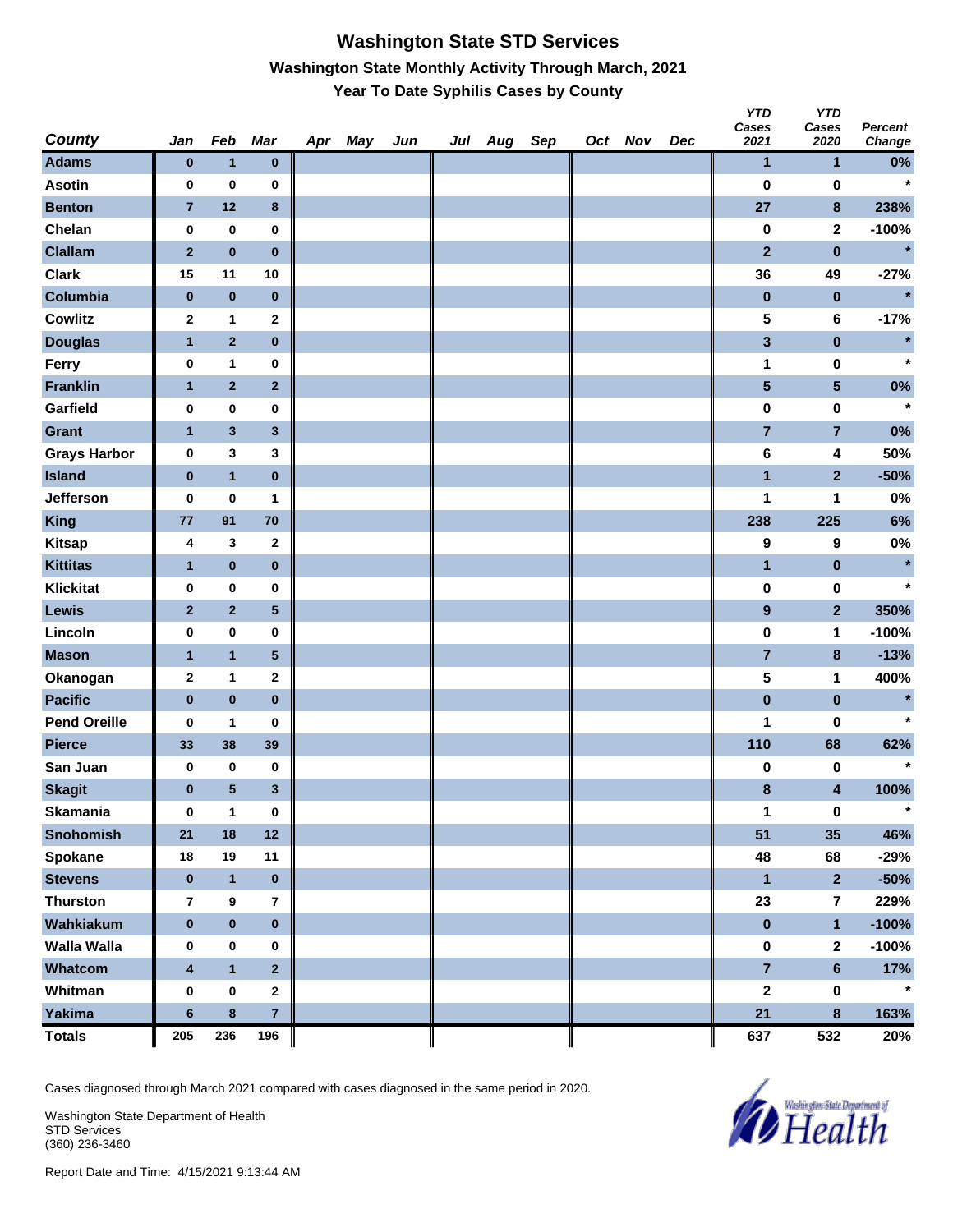# Washington State STD Services

## Washington State Monthly Activity Through March, 2021

### Year To Date Syphilis Cases by County

| County | Jan | Feb | Mar | Apr | May | Jun | Jul | Aug | Sep | Oct | Nov | Dec | YTD Cases 2021 | YTD Cases 2020 | Percent Change |
|---|---|---|---|---|---|---|---|---|---|---|---|---|---|---|---|
| Adams | 0 | 1 | 0 | | | | | | | | | | 1 | 1 | 0% |
| Asotin | 0 | 0 | 0 | | | | | | | | | | 0 | 0 | * |
| Benton | 7 | 12 | 8 | | | | | | | | | | 27 | 8 | 238% |
| Chelan | 0 | 0 | 0 | | | | | | | | | | 0 | 2 | -100% |
| Clallam | 2 | 0 | 0 | | | | | | | | | | 2 | 0 | * |
| Clark | 15 | 11 | 10 | | | | | | | | | | 36 | 49 | -27% |
| Columbia | 0 | 0 | 0 | | | | | | | | | | 0 | 0 | * |
| Cowlitz | 2 | 1 | 2 | | | | | | | | | | 5 | 6 | -17% |
| Douglas | 1 | 2 | 0 | | | | | | | | | | 3 | 0 | * |
| Ferry | 0 | 1 | 0 | | | | | | | | | | 1 | 0 | * |
| Franklin | 1 | 2 | 2 | | | | | | | | | | 5 | 5 | 0% |
| Garfield | 0 | 0 | 0 | | | | | | | | | | 0 | 0 | * |
| Grant | 1 | 3 | 3 | | | | | | | | | | 7 | 7 | 0% |
| Grays Harbor | 0 | 3 | 3 | | | | | | | | | | 6 | 4 | 50% |
| Island | 0 | 1 | 0 | | | | | | | | | | 1 | 2 | -50% |
| Jefferson | 0 | 0 | 1 | | | | | | | | | | 1 | 1 | 0% |
| King | 77 | 91 | 70 | | | | | | | | | | 238 | 225 | 6% |
| Kitsap | 4 | 3 | 2 | | | | | | | | | | 9 | 9 | 0% |
| Kittitas | 1 | 0 | 0 | | | | | | | | | | 1 | 0 | * |
| Klickitat | 0 | 0 | 0 | | | | | | | | | | 0 | 0 | * |
| Lewis | 2 | 2 | 5 | | | | | | | | | | 9 | 2 | 350% |
| Lincoln | 0 | 0 | 0 | | | | | | | | | | 0 | 1 | -100% |
| Mason | 1 | 1 | 5 | | | | | | | | | | 7 | 8 | -13% |
| Okanogan | 2 | 1 | 2 | | | | | | | | | | 5 | 1 | 400% |
| Pacific | 0 | 0 | 0 | | | | | | | | | | 0 | 0 | * |
| Pend Oreille | 0 | 1 | 0 | | | | | | | | | | 1 | 0 | * |
| Pierce | 33 | 38 | 39 | | | | | | | | | | 110 | 68 | 62% |
| San Juan | 0 | 0 | 0 | | | | | | | | | | 0 | 0 | * |
| Skagit | 0 | 5 | 3 | | | | | | | | | | 8 | 4 | 100% |
| Skamania | 0 | 1 | 0 | | | | | | | | | | 1 | 0 | * |
| Snohomish | 21 | 18 | 12 | | | | | | | | | | 51 | 35 | 46% |
| Spokane | 18 | 19 | 11 | | | | | | | | | | 48 | 68 | -29% |
| Stevens | 0 | 1 | 0 | | | | | | | | | | 1 | 2 | -50% |
| Thurston | 7 | 9 | 7 | | | | | | | | | | 23 | 7 | 229% |
| Wahkiakum | 0 | 0 | 0 | | | | | | | | | | 0 | 1 | -100% |
| Walla Walla | 0 | 0 | 0 | | | | | | | | | | 0 | 2 | -100% |
| Whatcom | 4 | 1 | 2 | | | | | | | | | | 7 | 6 | 17% |
| Whitman | 0 | 0 | 2 | | | | | | | | | | 2 | 0 | * |
| Yakima | 6 | 8 | 7 | | | | | | | | | | 21 | 8 | 163% |
| Totals | 205 | 236 | 196 | | | | | | | | | | 637 | 532 | 20% |

Cases diagnosed through March 2021 compared with cases diagnosed in the same period in 2020.

Washington State Department of Health
STD Services
(360) 236-3460

Report Date and Time: 4/15/2021 9:13:44 AM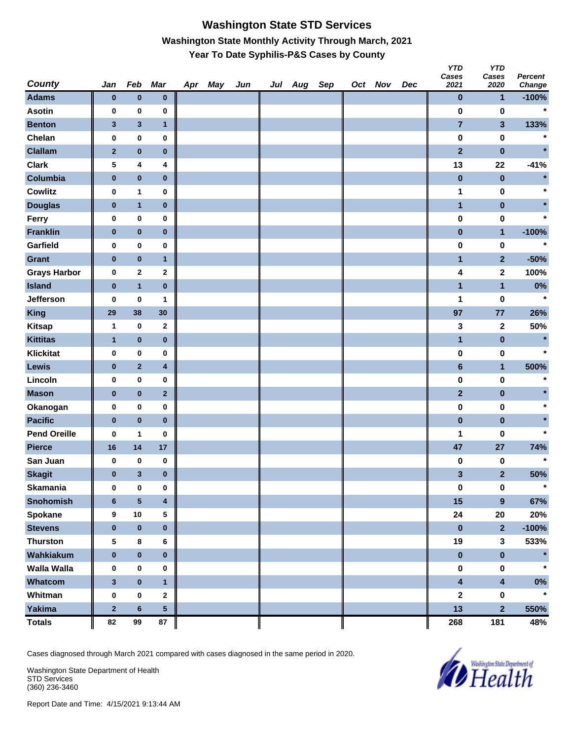# Washington State STD Services

## Washington State Monthly Activity Through March, 2021

### Year To Date Syphilis-P&S Cases by County

| County | Jan | Feb | Mar | Apr | May | Jun | Jul | Aug | Sep | Oct | Nov | Dec | YTD Cases 2021 | YTD Cases 2020 | Percent Change |
|---|---|---|---|---|---|---|---|---|---|---|---|---|---|---|---|
| Adams | 0 | 0 | 0 | | | | | | | | | | 0 | 1 | -100% |
| Asotin | 0 | 0 | 0 | | | | | | | | | | 0 | 0 | * |
| Benton | 3 | 3 | 1 | | | | | | | | | | 7 | 3 | 133% |
| Chelan | 0 | 0 | 0 | | | | | | | | | | 0 | 0 | * |
| Clallam | 2 | 0 | 0 | | | | | | | | | | 2 | 0 | * |
| Clark | 5 | 4 | 4 | | | | | | | | | | 13 | 22 | -41% |
| Columbia | 0 | 0 | 0 | | | | | | | | | | 0 | 0 | * |
| Cowlitz | 0 | 1 | 0 | | | | | | | | | | 1 | 0 | * |
| Douglas | 0 | 1 | 0 | | | | | | | | | | 1 | 0 | * |
| Ferry | 0 | 0 | 0 | | | | | | | | | | 0 | 0 | * |
| Franklin | 0 | 0 | 0 | | | | | | | | | | 0 | 1 | -100% |
| Garfield | 0 | 0 | 0 | | | | | | | | | | 0 | 0 | * |
| Grant | 0 | 0 | 1 | | | | | | | | | | 1 | 2 | -50% |
| Grays Harbor | 0 | 2 | 2 | | | | | | | | | | 4 | 2 | 100% |
| Island | 0 | 1 | 0 | | | | | | | | | | 1 | 1 | 0% |
| Jefferson | 0 | 0 | 1 | | | | | | | | | | 1 | 0 | * |
| King | 29 | 38 | 30 | | | | | | | | | | 97 | 77 | 26% |
| Kitsap | 1 | 0 | 2 | | | | | | | | | | 3 | 2 | 50% |
| Kittitas | 1 | 0 | 0 | | | | | | | | | | 1 | 0 | * |
| Klickitat | 0 | 0 | 0 | | | | | | | | | | 0 | 0 | * |
| Lewis | 0 | 2 | 4 | | | | | | | | | | 6 | 1 | 500% |
| Lincoln | 0 | 0 | 0 | | | | | | | | | | 0 | 0 | * |
| Mason | 0 | 0 | 2 | | | | | | | | | | 2 | 0 | * |
| Okanogan | 0 | 0 | 0 | | | | | | | | | | 0 | 0 | * |
| Pacific | 0 | 0 | 0 | | | | | | | | | | 0 | 0 | * |
| Pend Oreille | 0 | 1 | 0 | | | | | | | | | | 1 | 0 | * |
| Pierce | 16 | 14 | 17 | | | | | | | | | | 47 | 27 | 74% |
| San Juan | 0 | 0 | 0 | | | | | | | | | | 0 | 0 | * |
| Skagit | 0 | 3 | 0 | | | | | | | | | | 3 | 2 | 50% |
| Skamania | 0 | 0 | 0 | | | | | | | | | | 0 | 0 | * |
| Snohomish | 6 | 5 | 4 | | | | | | | | | | 15 | 9 | 67% |
| Spokane | 9 | 10 | 5 | | | | | | | | | | 24 | 20 | 20% |
| Stevens | 0 | 0 | 0 | | | | | | | | | | 0 | 2 | -100% |
| Thurston | 5 | 8 | 6 | | | | | | | | | | 19 | 3 | 533% |
| Wahkiakum | 0 | 0 | 0 | | | | | | | | | | 0 | 0 | * |
| Walla Walla | 0 | 0 | 0 | | | | | | | | | | 0 | 0 | * |
| Whatcom | 3 | 0 | 1 | | | | | | | | | | 4 | 4 | 0% |
| Whitman | 0 | 0 | 2 | | | | | | | | | | 2 | 0 | * |
| Yakima | 2 | 6 | 5 | | | | | | | | | | 13 | 2 | 550% |
| Totals | 82 | 99 | 87 | | | | | | | | | | 268 | 181 | 48% |

Cases diagnosed through March 2021 compared with cases diagnosed in the same period in 2020.

Washington State Department of Health
STD Services
(360) 236-3460

Report Date and Time: 4/15/2021 9:13:44 AM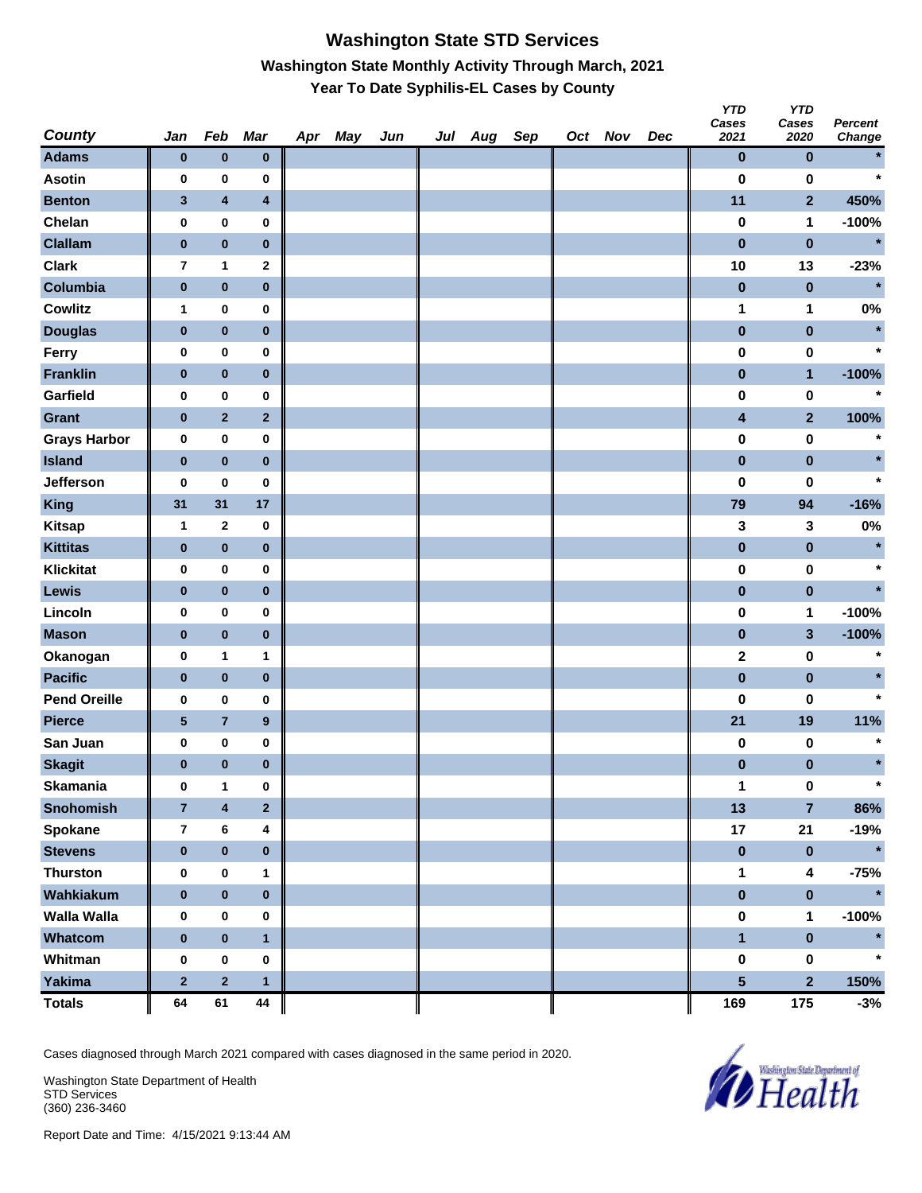# Washington State STD Services

### Washington State Monthly Activity Through March, 2021

### Year To Date Syphilis-EL Cases by County

| County | Jan | Feb | Mar | Apr | May | Jun | Jul | Aug | Sep | Oct | Nov | Dec | YTD Cases 2021 | YTD Cases 2020 | Percent Change |
|---|---|---|---|---|---|---|---|---|---|---|---|---|---|---|---|
| Adams | 0 | 0 | 0 | | | | | | | | | | 0 | 0 | * |
| Asotin | 0 | 0 | 0 | | | | | | | | | | 0 | 0 | * |
| Benton | 3 | 4 | 4 | | | | | | | | | | 11 | 2 | 450% |
| Chelan | 0 | 0 | 0 | | | | | | | | | | 0 | 1 | -100% |
| Clallam | 0 | 0 | 0 | | | | | | | | | | 0 | 0 | * |
| Clark | 7 | 1 | 2 | | | | | | | | | | 10 | 13 | -23% |
| Columbia | 0 | 0 | 0 | | | | | | | | | | 0 | 0 | * |
| Cowlitz | 1 | 0 | 0 | | | | | | | | | | 1 | 1 | 0% |
| Douglas | 0 | 0 | 0 | | | | | | | | | | 0 | 0 | * |
| Ferry | 0 | 0 | 0 | | | | | | | | | | 0 | 0 | * |
| Franklin | 0 | 0 | 0 | | | | | | | | | | 0 | 1 | -100% |
| Garfield | 0 | 0 | 0 | | | | | | | | | | 0 | 0 | * |
| Grant | 0 | 2 | 2 | | | | | | | | | | 4 | 2 | 100% |
| Grays Harbor | 0 | 0 | 0 | | | | | | | | | | 0 | 0 | * |
| Island | 0 | 0 | 0 | | | | | | | | | | 0 | 0 | * |
| Jefferson | 0 | 0 | 0 | | | | | | | | | | 0 | 0 | * |
| King | 31 | 31 | 17 | | | | | | | | | | 79 | 94 | -16% |
| Kitsap | 1 | 2 | 0 | | | | | | | | | | 3 | 3 | 0% |
| Kittitas | 0 | 0 | 0 | | | | | | | | | | 0 | 0 | * |
| Klickitat | 0 | 0 | 0 | | | | | | | | | | 0 | 0 | * |
| Lewis | 0 | 0 | 0 | | | | | | | | | | 0 | 0 | * |
| Lincoln | 0 | 0 | 0 | | | | | | | | | | 0 | 1 | -100% |
| Mason | 0 | 0 | 0 | | | | | | | | | | 0 | 3 | -100% |
| Okanogan | 0 | 1 | 1 | | | | | | | | | | 2 | 0 | * |
| Pacific | 0 | 0 | 0 | | | | | | | | | | 0 | 0 | * |
| Pend Oreille | 0 | 0 | 0 | | | | | | | | | | 0 | 0 | * |
| Pierce | 5 | 7 | 9 | | | | | | | | | | 21 | 19 | 11% |
| San Juan | 0 | 0 | 0 | | | | | | | | | | 0 | 0 | * |
| Skagit | 0 | 0 | 0 | | | | | | | | | | 0 | 0 | * |
| Skamania | 0 | 1 | 0 | | | | | | | | | | 1 | 0 | * |
| Snohomish | 7 | 4 | 2 | | | | | | | | | | 13 | 7 | 86% |
| Spokane | 7 | 6 | 4 | | | | | | | | | | 17 | 21 | -19% |
| Stevens | 0 | 0 | 0 | | | | | | | | | | 0 | 0 | * |
| Thurston | 0 | 0 | 1 | | | | | | | | | | 1 | 4 | -75% |
| Wahkiakum | 0 | 0 | 0 | | | | | | | | | | 0 | 0 | * |
| Walla Walla | 0 | 0 | 0 | | | | | | | | | | 0 | 1 | -100% |
| Whatcom | 0 | 0 | 1 | | | | | | | | | | 1 | 0 | * |
| Whitman | 0 | 0 | 0 | | | | | | | | | | 0 | 0 | * |
| Yakima | 2 | 2 | 1 | | | | | | | | | | 5 | 2 | 150% |
| Totals | 64 | 61 | 44 | | | | | | | | | | 169 | 175 | -3% |

Cases diagnosed through March 2021 compared with cases diagnosed in the same period in 2020.

Washington State Department of Health
STD Services
(360) 236-3460

Report Date and Time: 4/15/2021 9:13:44 AM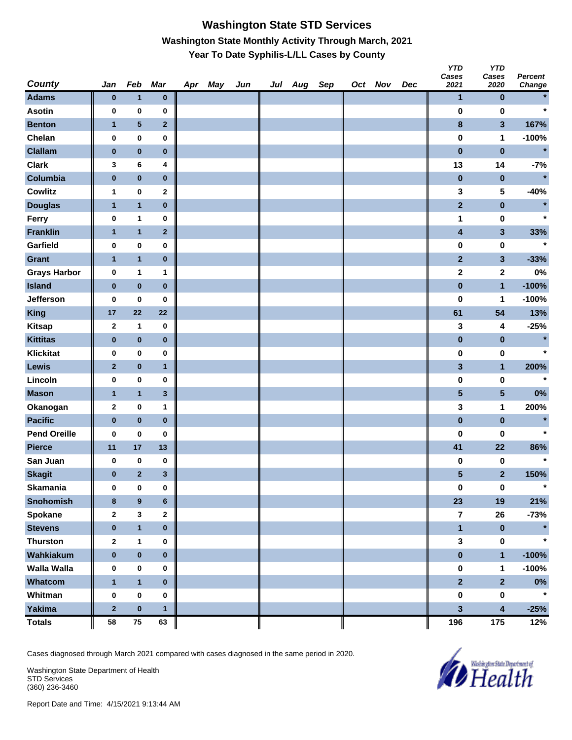# Washington State STD Services

## Washington State Monthly Activity Through March, 2021

### Year To Date Syphilis-L/LL Cases by County

| County | Jan | Feb | Mar | Apr | May | Jun | Jul | Aug | Sep | Oct | Nov | Dec | YTD Cases 2021 | YTD Cases 2020 | Percent Change |
|---|---|---|---|---|---|---|---|---|---|---|---|---|---|---|---|
| Adams | 0 | 1 | 0 | | | | | | | | | | 1 | 0 | * |
| Asotin | 0 | 0 | 0 | | | | | | | | | | 0 | 0 | * |
| Benton | 1 | 5 | 2 | | | | | | | | | | 8 | 3 | 167% |
| Chelan | 0 | 0 | 0 | | | | | | | | | | 0 | 1 | -100% |
| Clallam | 0 | 0 | 0 | | | | | | | | | | 0 | 0 | * |
| Clark | 3 | 6 | 4 | | | | | | | | | | 13 | 14 | -7% |
| Columbia | 0 | 0 | 0 | | | | | | | | | | 0 | 0 | * |
| Cowlitz | 1 | 0 | 2 | | | | | | | | | | 3 | 5 | -40% |
| Douglas | 1 | 1 | 0 | | | | | | | | | | 2 | 0 | * |
| Ferry | 0 | 1 | 0 | | | | | | | | | | 1 | 0 | * |
| Franklin | 1 | 1 | 2 | | | | | | | | | | 4 | 3 | 33% |
| Garfield | 0 | 0 | 0 | | | | | | | | | | 0 | 0 | * |
| Grant | 1 | 1 | 0 | | | | | | | | | | 2 | 3 | -33% |
| Grays Harbor | 0 | 1 | 1 | | | | | | | | | | 2 | 2 | 0% |
| Island | 0 | 0 | 0 | | | | | | | | | | 0 | 1 | -100% |
| Jefferson | 0 | 0 | 0 | | | | | | | | | | 0 | 1 | -100% |
| King | 17 | 22 | 22 | | | | | | | | | | 61 | 54 | 13% |
| Kitsap | 2 | 1 | 0 | | | | | | | | | | 3 | 4 | -25% |
| Kittitas | 0 | 0 | 0 | | | | | | | | | | 0 | 0 | * |
| Klickitat | 0 | 0 | 0 | | | | | | | | | | 0 | 0 | * |
| Lewis | 2 | 0 | 1 | | | | | | | | | | 3 | 1 | 200% |
| Lincoln | 0 | 0 | 0 | | | | | | | | | | 0 | 0 | * |
| Mason | 1 | 1 | 3 | | | | | | | | | | 5 | 5 | 0% |
| Okanogan | 2 | 0 | 1 | | | | | | | | | | 3 | 1 | 200% |
| Pacific | 0 | 0 | 0 | | | | | | | | | | 0 | 0 | * |
| Pend Oreille | 0 | 0 | 0 | | | | | | | | | | 0 | 0 | * |
| Pierce | 11 | 17 | 13 | | | | | | | | | | 41 | 22 | 86% |
| San Juan | 0 | 0 | 0 | | | | | | | | | | 0 | 0 | * |
| Skagit | 0 | 2 | 3 | | | | | | | | | | 5 | 2 | 150% |
| Skamania | 0 | 0 | 0 | | | | | | | | | | 0 | 0 | * |
| Snohomish | 8 | 9 | 6 | | | | | | | | | | 23 | 19 | 21% |
| Spokane | 2 | 3 | 2 | | | | | | | | | | 7 | 26 | -73% |
| Stevens | 0 | 1 | 0 | | | | | | | | | | 1 | 0 | * |
| Thurston | 2 | 1 | 0 | | | | | | | | | | 3 | 0 | * |
| Wahkiakum | 0 | 0 | 0 | | | | | | | | | | 0 | 1 | -100% |
| Walla Walla | 0 | 0 | 0 | | | | | | | | | | 0 | 1 | -100% |
| Whatcom | 1 | 1 | 0 | | | | | | | | | | 2 | 2 | 0% |
| Whitman | 0 | 0 | 0 | | | | | | | | | | 0 | 0 | * |
| Yakima | 2 | 0 | 1 | | | | | | | | | | 3 | 4 | -25% |
| Totals | 58 | 75 | 63 | | | | | | | | | | 196 | 175 | 12% |

Cases diagnosed through March 2021 compared with cases diagnosed in the same period in 2020.

Washington State Department of Health
STD Services
(360) 236-3460

Report Date and Time: 4/15/2021 9:13:44 AM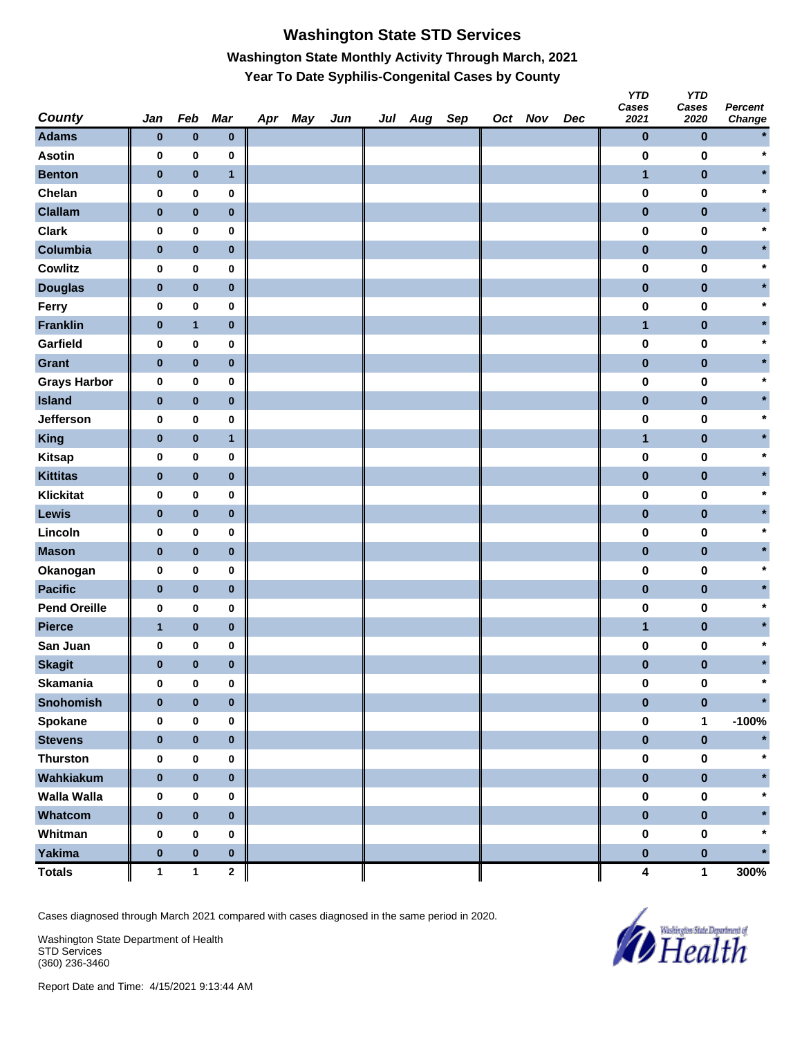# Washington State STD Services

## Washington State Monthly Activity Through March, 2021

## Year To Date Syphilis-Congenital Cases by County

| County | Jan | Feb | Mar | Apr | May | Jun | Jul | Aug | Sep | Oct | Nov | Dec | YTD Cases 2021 | YTD Cases 2020 | Percent Change |
|---|---|---|---|---|---|---|---|---|---|---|---|---|---|---|---|
| Adams | 0 | 0 | 0 | | | | | | | | | | 0 | 0 | * |
| Asotin | 0 | 0 | 0 | | | | | | | | | | 0 | 0 | * |
| Benton | 0 | 0 | 1 | | | | | | | | | | 1 | 0 | * |
| Chelan | 0 | 0 | 0 | | | | | | | | | | 0 | 0 | * |
| Clallam | 0 | 0 | 0 | | | | | | | | | | 0 | 0 | * |
| Clark | 0 | 0 | 0 | | | | | | | | | | 0 | 0 | * |
| Columbia | 0 | 0 | 0 | | | | | | | | | | 0 | 0 | * |
| Cowlitz | 0 | 0 | 0 | | | | | | | | | | 0 | 0 | * |
| Douglas | 0 | 0 | 0 | | | | | | | | | | 0 | 0 | * |
| Ferry | 0 | 0 | 0 | | | | | | | | | | 0 | 0 | * |
| Franklin | 0 | 1 | 0 | | | | | | | | | | 1 | 0 | * |
| Garfield | 0 | 0 | 0 | | | | | | | | | | 0 | 0 | * |
| Grant | 0 | 0 | 0 | | | | | | | | | | 0 | 0 | * |
| Grays Harbor | 0 | 0 | 0 | | | | | | | | | | 0 | 0 | * |
| Island | 0 | 0 | 0 | | | | | | | | | | 0 | 0 | * |
| Jefferson | 0 | 0 | 0 | | | | | | | | | | 0 | 0 | * |
| King | 0 | 0 | 1 | | | | | | | | | | 1 | 0 | * |
| Kitsap | 0 | 0 | 0 | | | | | | | | | | 0 | 0 | * |
| Kittitas | 0 | 0 | 0 | | | | | | | | | | 0 | 0 | * |
| Klickitat | 0 | 0 | 0 | | | | | | | | | | 0 | 0 | * |
| Lewis | 0 | 0 | 0 | | | | | | | | | | 0 | 0 | * |
| Lincoln | 0 | 0 | 0 | | | | | | | | | | 0 | 0 | * |
| Mason | 0 | 0 | 0 | | | | | | | | | | 0 | 0 | * |
| Okanogan | 0 | 0 | 0 | | | | | | | | | | 0 | 0 | * |
| Pacific | 0 | 0 | 0 | | | | | | | | | | 0 | 0 | * |
| Pend Oreille | 0 | 0 | 0 | | | | | | | | | | 0 | 0 | * |
| Pierce | 1 | 0 | 0 | | | | | | | | | | 1 | 0 | * |
| San Juan | 0 | 0 | 0 | | | | | | | | | | 0 | 0 | * |
| Skagit | 0 | 0 | 0 | | | | | | | | | | 0 | 0 | * |
| Skamania | 0 | 0 | 0 | | | | | | | | | | 0 | 0 | * |
| Snohomish | 0 | 0 | 0 | | | | | | | | | | 0 | 0 | * |
| Spokane | 0 | 0 | 0 | | | | | | | | | | 0 | 1 | -100% |
| Stevens | 0 | 0 | 0 | | | | | | | | | | 0 | 0 | * |
| Thurston | 0 | 0 | 0 | | | | | | | | | | 0 | 0 | * |
| Wahkiakum | 0 | 0 | 0 | | | | | | | | | | 0 | 0 | * |
| Walla Walla | 0 | 0 | 0 | | | | | | | | | | 0 | 0 | * |
| Whatcom | 0 | 0 | 0 | | | | | | | | | | 0 | 0 | * |
| Whitman | 0 | 0 | 0 | | | | | | | | | | 0 | 0 | * |
| Yakima | 0 | 0 | 0 | | | | | | | | | | 0 | 0 | * |
| Totals | 1 | 1 | 2 | | | | | | | | | | 4 | 1 | 300% |

Cases diagnosed through March 2021 compared with cases diagnosed in the same period in 2020.

Washington State Department of Health
STD Services
(360) 236-3460

Report Date and Time: 4/15/2021 9:13:44 AM